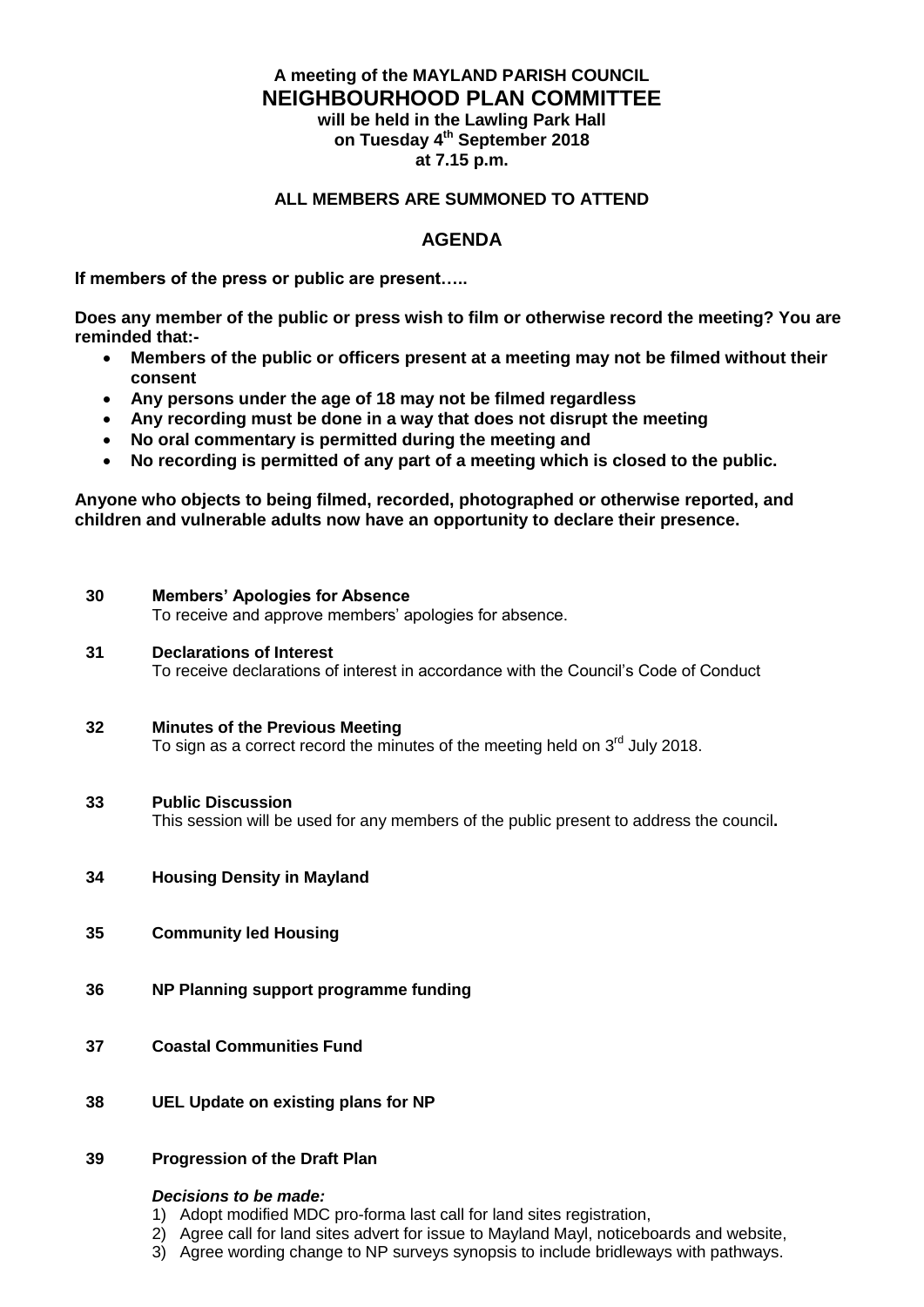**A meeting of the MAYLAND PARISH COUNCIL**

# NEIGHBOURHOOD PLAN COMMITTEE

**will be held in the Lawling Park Hall**
**on Tuesday 4th September 2018**
**at 7.15 p.m.**

**ALL MEMBERS ARE SUMMONED TO ATTEND**

## AGENDA

**If members of the press or public are present…..**

**Does any member of the public or press wish to film or otherwise record the meeting? You are reminded that:-**

- **Members of the public or officers present at a meeting may not be filmed without their consent**
- **Any persons under the age of 18 may not be filmed regardless**
- **Any recording must be done in a way that does not disrupt the meeting**
- **No oral commentary is permitted during the meeting and**
- **No recording is permitted of any part of a meeting which is closed to the public.**

**Anyone who objects to being filmed, recorded, photographed or otherwise reported, and children and vulnerable adults now have an opportunity to declare their presence.**

**30 Members' Apologies for Absence**
To receive and approve members' apologies for absence.

**31 Declarations of Interest**
To receive declarations of interest in accordance with the Council's Code of Conduct

**32 Minutes of the Previous Meeting**
To sign as a correct record the minutes of the meeting held on 3rd July 2018.

**33 Public Discussion**
This session will be used for any members of the public present to address the council.

**34 Housing Density in Mayland**

**35 Community led Housing**

**36 NP Planning support programme funding**

**37 Coastal Communities Fund**

**38 UEL Update on existing plans for NP**

**39 Progression of the Draft Plan**

***Decisions to be made:***

1) Adopt modified MDC pro-forma last call for land sites registration,
2) Agree call for land sites advert for issue to Mayland Mayl, noticeboards and website,
3) Agree wording change to NP surveys synopsis to include bridleways with pathways.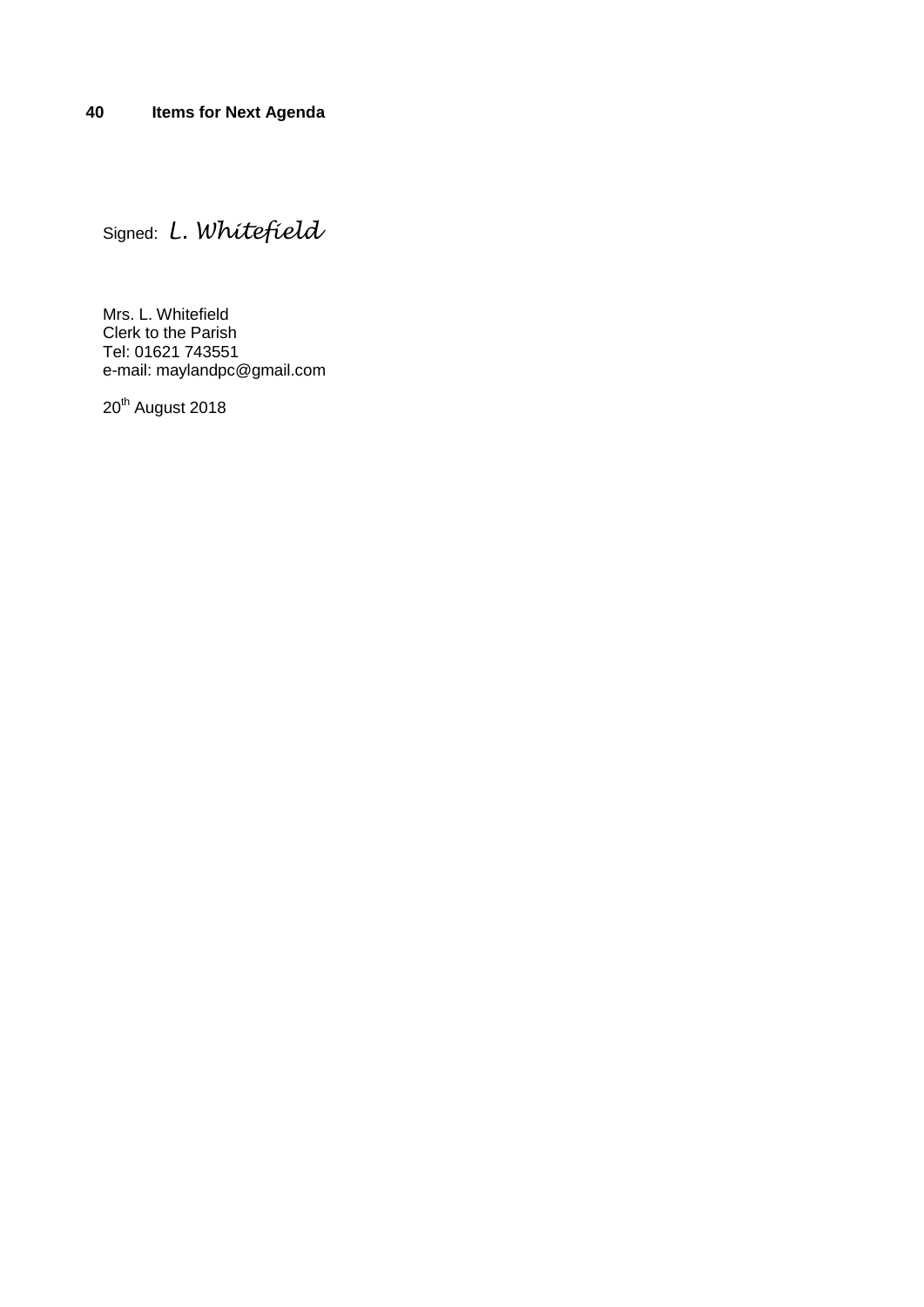**40 Items for Next Agenda**

Signed: *L. Whitefield*

Mrs. L. Whitefield
Clerk to the Parish
Tel: 01621 743551
e-mail: maylandpc@gmail.com

20th August 2018